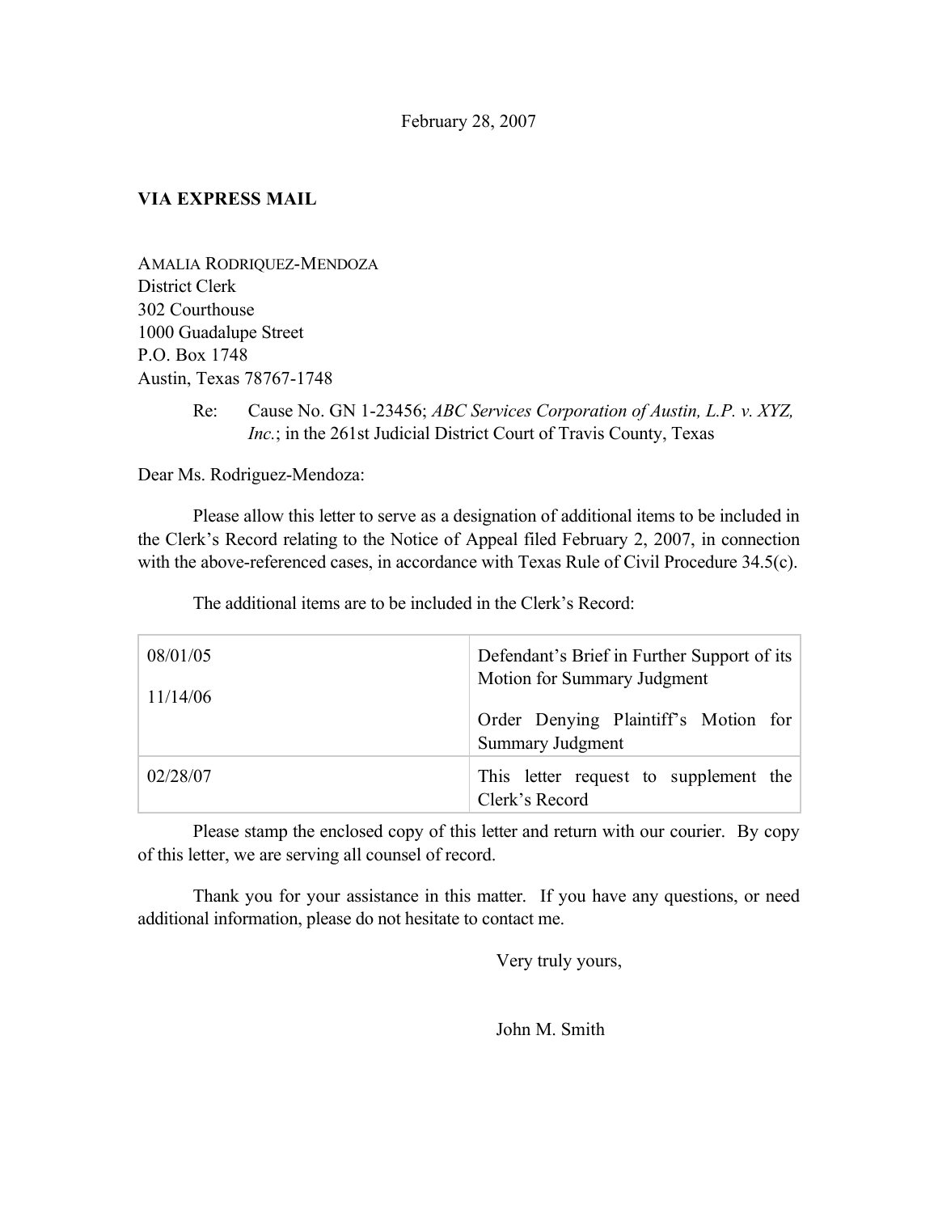February 28, 2007

**VIA EXPRESS MAIL**

AMALIA RODRIQUEZ-MENDOZA
District Clerk
302 Courthouse
1000 Guadalupe Street
P.O. Box 1748
Austin, Texas 78767-1748

Re: Cause No. GN 1-23456; *ABC Services Corporation of Austin, L.P. v. XYZ, Inc.*; in the 261st Judicial District Court of Travis County, Texas

Dear Ms. Rodriguez-Mendoza:

Please allow this letter to serve as a designation of additional items to be included in the Clerk's Record relating to the Notice of Appeal filed February 2, 2007, in connection with the above-referenced cases, in accordance with Texas Rule of Civil Procedure 34.5(c).

The additional items are to be included in the Clerk's Record:

| | |
|---|---|
| 08/01/05<br><br>11/14/06 | Defendant's Brief in Further Support of its Motion for Summary Judgment<br><br>Order Denying Plaintiff's Motion for Summary Judgment |
| 02/28/07 | This letter request to supplement the Clerk's Record |

Please stamp the enclosed copy of this letter and return with our courier. By copy of this letter, we are serving all counsel of record.

Thank you for your assistance in this matter. If you have any questions, or need additional information, please do not hesitate to contact me.

Very truly yours,

John M. Smith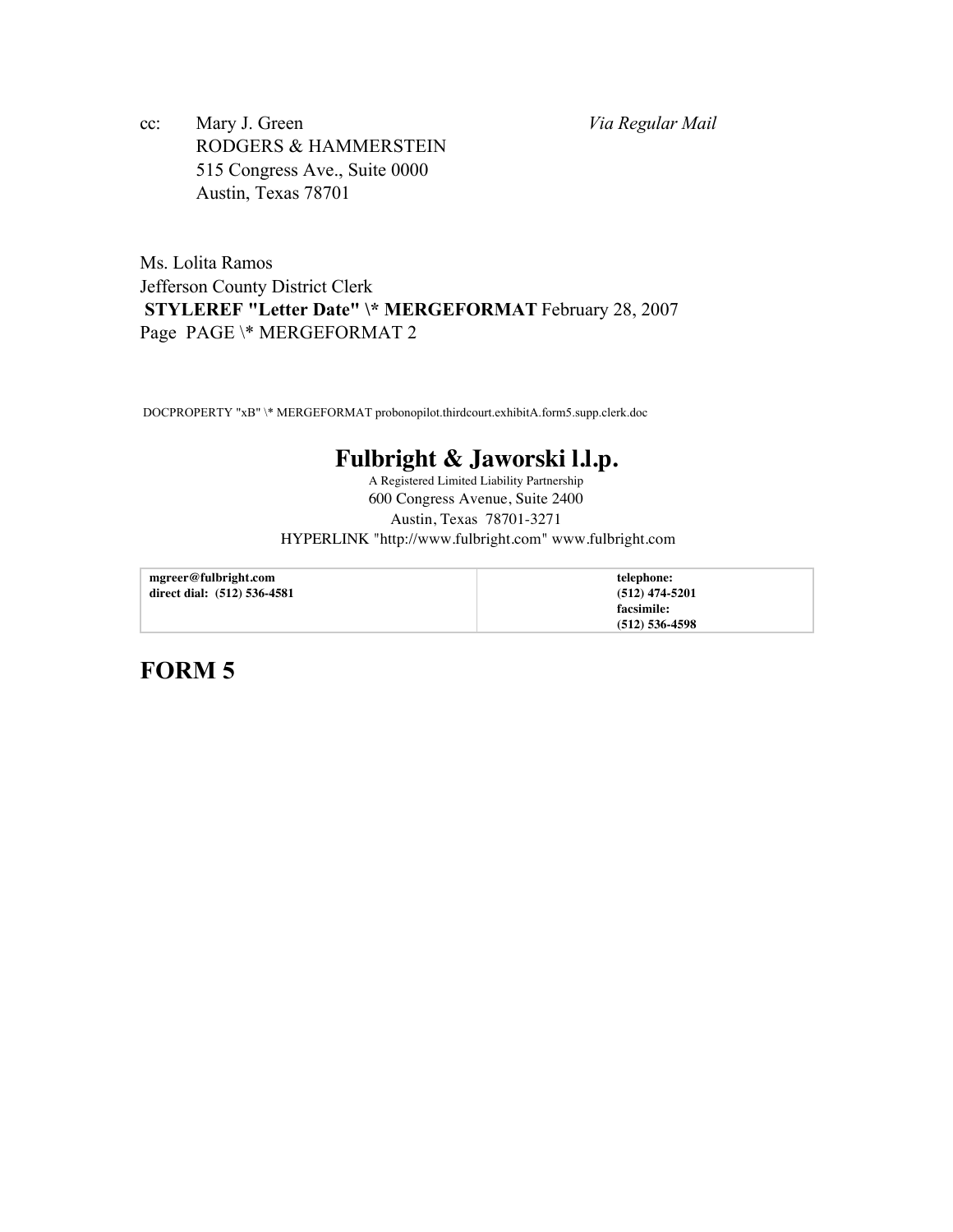cc: Mary J. Green *Via Regular Mail*
RODGERS & HAMMERSTEIN
515 Congress Ave., Suite 0000
Austin, Texas 78701

Ms. Lolita Ramos
Jefferson County District Clerk
**STYLEREF "Letter Date" \* MERGEFORMAT** February 28, 2007
Page PAGE \* MERGEFORMAT 2

DOCPROPERTY "xB" \* MERGEFORMAT probonopilot.thirdcourt.exhibitA.form5.supp.clerk.doc

## Fulbright & Jaworski l.l.p.

A Registered Limited Liability Partnership
600 Congress Avenue, Suite 2400
Austin, Texas 78701-3271
HYPERLINK "http://www.fulbright.com" www.fulbright.com

| | |
|---|---|
| **mgreer@fulbright.com**<br>**direct dial: (512) 536-4581** | **telephone:**<br>**(512) 474-5201**<br>**facsimile:**<br>**(512) 536-4598** |

# FORM 5